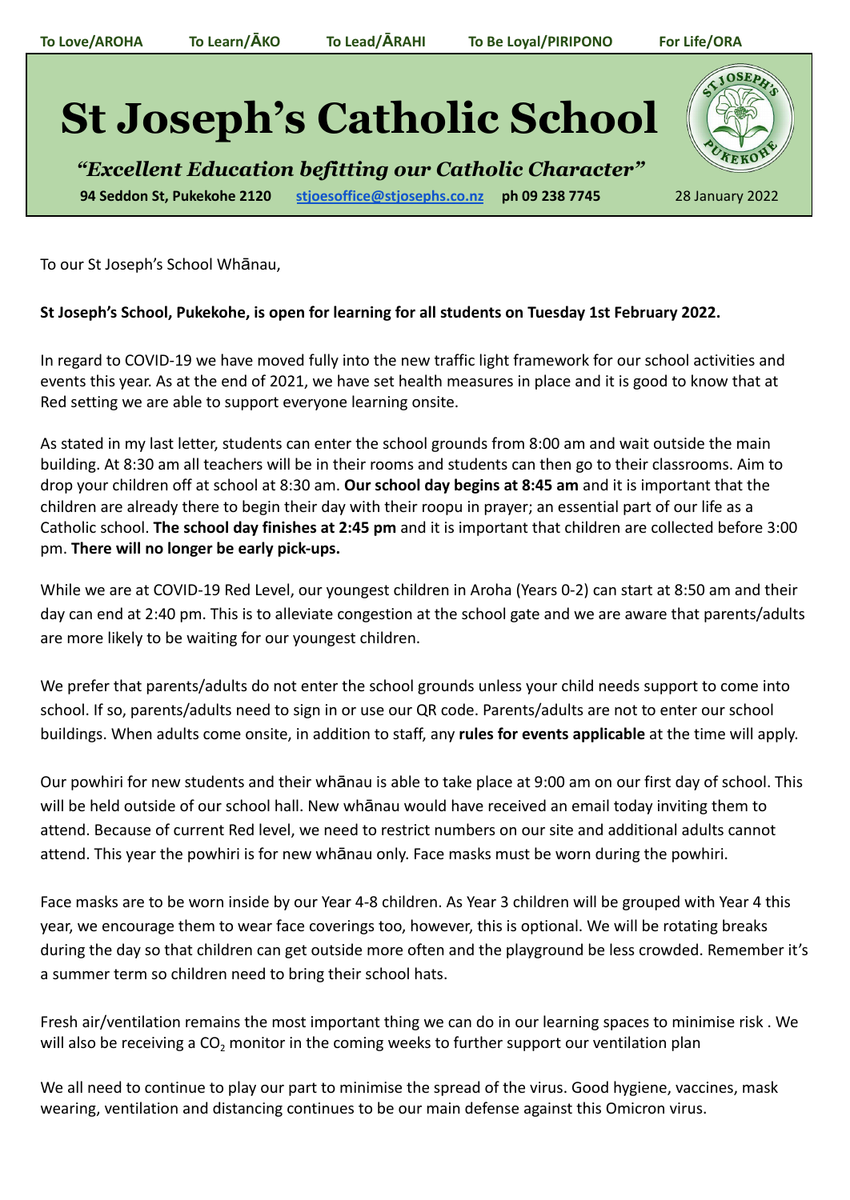**To Love/AROHA** **To Learn/ĀKO** **To Lead/ĀRAHI** **To Be Loyal/PIRIPONO** **For Life/ORA**

# St Joseph's Catholic School

*"Excellent Education befitting our Catholic Character"*

**94 Seddon St, Pukekohe 2120** stjoesoffice@stjosephs.co.nz **ph 09 238 7745** 28 January 2022

To our St Joseph's School Whānau,

**St Joseph's School, Pukekohe, is open for learning for all students on Tuesday 1st February 2022.**

In regard to COVID-19 we have moved fully into the new traffic light framework for our school activities and events this year. As at the end of 2021, we have set health measures in place and it is good to know that at Red setting we are able to support everyone learning onsite.

As stated in my last letter, students can enter the school grounds from 8:00 am and wait outside the main building. At 8:30 am all teachers will be in their rooms and students can then go to their classrooms. Aim to drop your children off at school at 8:30 am. **Our school day begins at 8:45 am** and it is important that the children are already there to begin their day with their roopu in prayer; an essential part of our life as a Catholic school. **The school day finishes at 2:45 pm** and it is important that children are collected before 3:00 pm. **There will no longer be early pick-ups.**

While we are at COVID-19 Red Level, our youngest children in Aroha (Years 0-2) can start at 8:50 am and their day can end at 2:40 pm. This is to alleviate congestion at the school gate and we are aware that parents/adults are more likely to be waiting for our youngest children.

We prefer that parents/adults do not enter the school grounds unless your child needs support to come into school. If so, parents/adults need to sign in or use our QR code. Parents/adults are not to enter our school buildings. When adults come onsite, in addition to staff, any **rules for events applicable** at the time will apply.

Our powhiri for new students and their whānau is able to take place at 9:00 am on our first day of school. This will be held outside of our school hall. New whānau would have received an email today inviting them to attend. Because of current Red level, we need to restrict numbers on our site and additional adults cannot attend. This year the powhiri is for new whānau only. Face masks must be worn during the powhiri.

Face masks are to be worn inside by our Year 4-8 children. As Year 3 children will be grouped with Year 4 this year, we encourage them to wear face coverings too, however, this is optional. We will be rotating breaks during the day so that children can get outside more often and the playground be less crowded. Remember it's a summer term so children need to bring their school hats.

Fresh air/ventilation remains the most important thing we can do in our learning spaces to minimise risk . We will also be receiving a $CO_2$ monitor in the coming weeks to further support our ventilation plan

We all need to continue to play our part to minimise the spread of the virus. Good hygiene, vaccines, mask wearing, ventilation and distancing continues to be our main defense against this Omicron virus.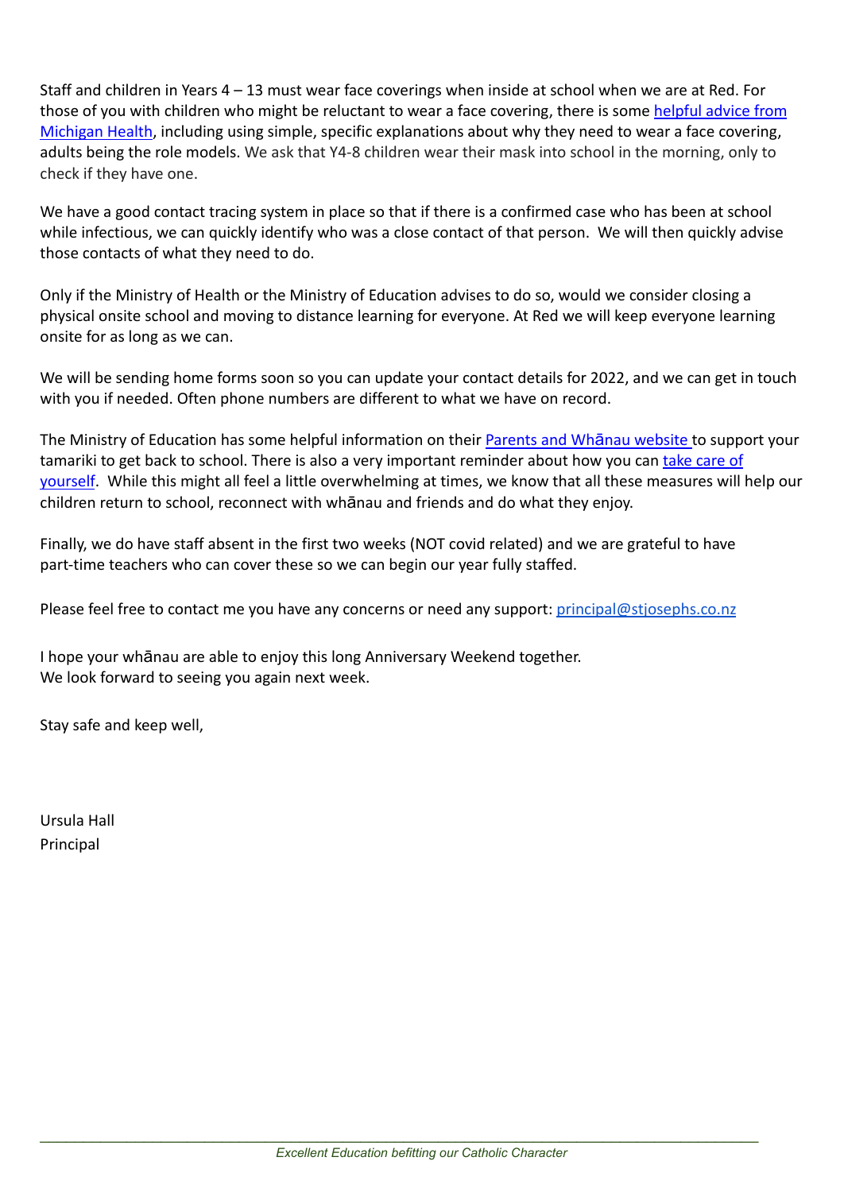Staff and children in Years 4 – 13 must wear face coverings when inside at school when we are at Red. For those of you with children who might be reluctant to wear a face covering, there is some helpful advice from Michigan Health, including using simple, specific explanations about why they need to wear a face covering, adults being the role models. We ask that Y4-8 children wear their mask into school in the morning, only to check if they have one.

We have a good contact tracing system in place so that if there is a confirmed case who has been at school while infectious, we can quickly identify who was a close contact of that person. We will then quickly advise those contacts of what they need to do.

Only if the Ministry of Health or the Ministry of Education advises to do so, would we consider closing a physical onsite school and moving to distance learning for everyone. At Red we will keep everyone learning onsite for as long as we can.

We will be sending home forms soon so you can update your contact details for 2022, and we can get in touch with you if needed. Often phone numbers are different to what we have on record.

The Ministry of Education has some helpful information on their Parents and Whānau website to support your tamariki to get back to school. There is also a very important reminder about how you can take care of yourself. While this might all feel a little overwhelming at times, we know that all these measures will help our children return to school, reconnect with whānau and friends and do what they enjoy.

Finally, we do have staff absent in the first two weeks (NOT covid related) and we are grateful to have part-time teachers who can cover these so we can begin our year fully staffed.

Please feel free to contact me you have any concerns or need any support: principal@stjosephs.co.nz

I hope your whānau are able to enjoy this long Anniversary Weekend together.
We look forward to seeing you again next week.

Stay safe and keep well,

Ursula Hall
Principal